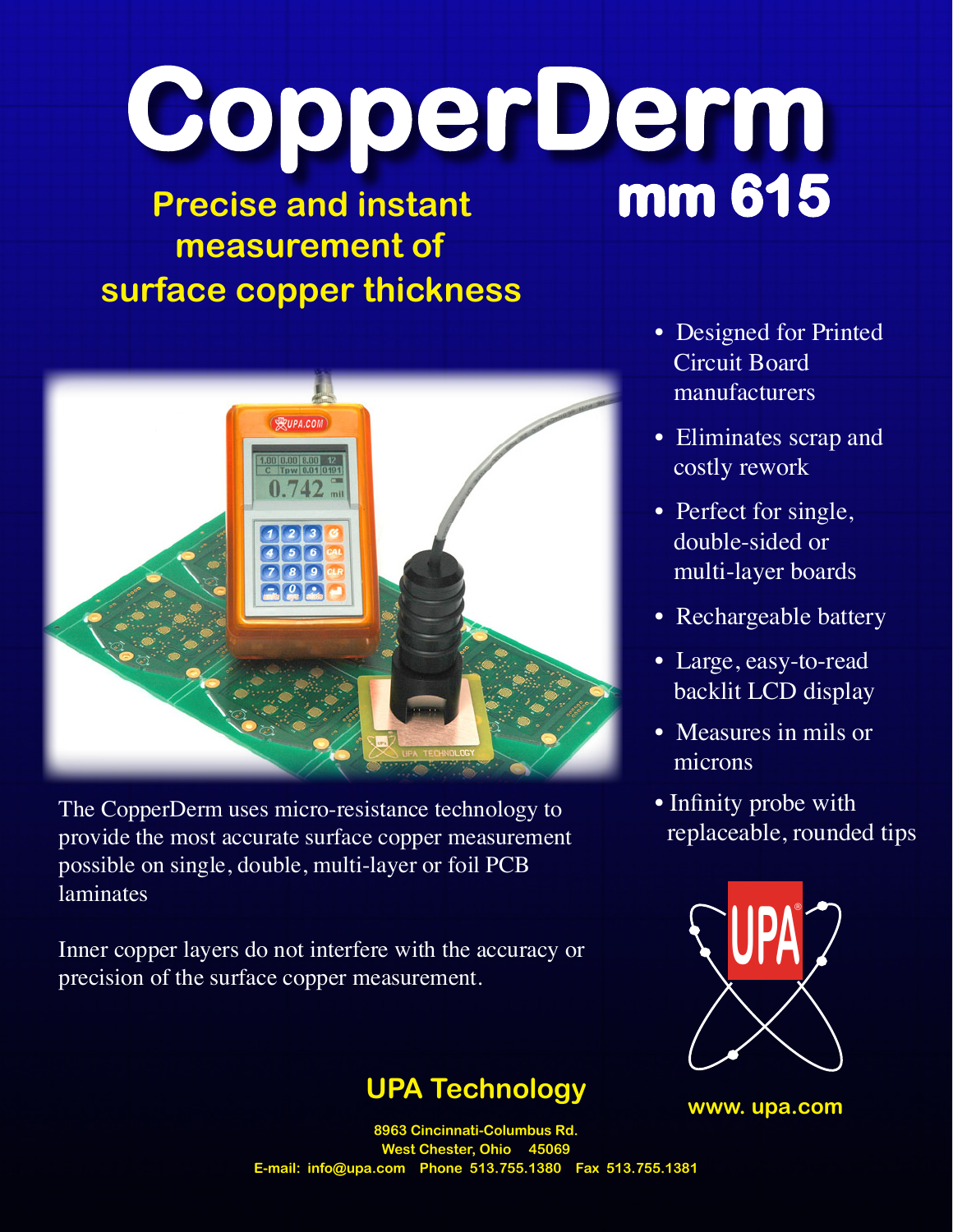# CopperDerm

## mm 615

**Precise and instant measurement of surface copper thickness**

- Designed for Printed Circuit Board manufacturers
- Eliminates scrap and costly rework
- Perfect for single, double-sided or multi-layer boards
- Rechargeable battery
- Large, easy-to-read backlit LCD display
- Measures in mils or microns
- Infinity probe with replaceable, rounded tips

The CopperDerm uses micro-resistance technology to provide the most accurate surface copper measurement possible on single, double, multi-layer or foil PCB laminates

Inner copper layers do not interfere with the accuracy or precision of the surface copper measurement.

**UPA Technology**

8963 Cincinnati-Columbus Rd.
West Chester, Ohio 45069
E-mail: info@upa.com Phone 513.755.1380 Fax 513.755.1381

www. upa.com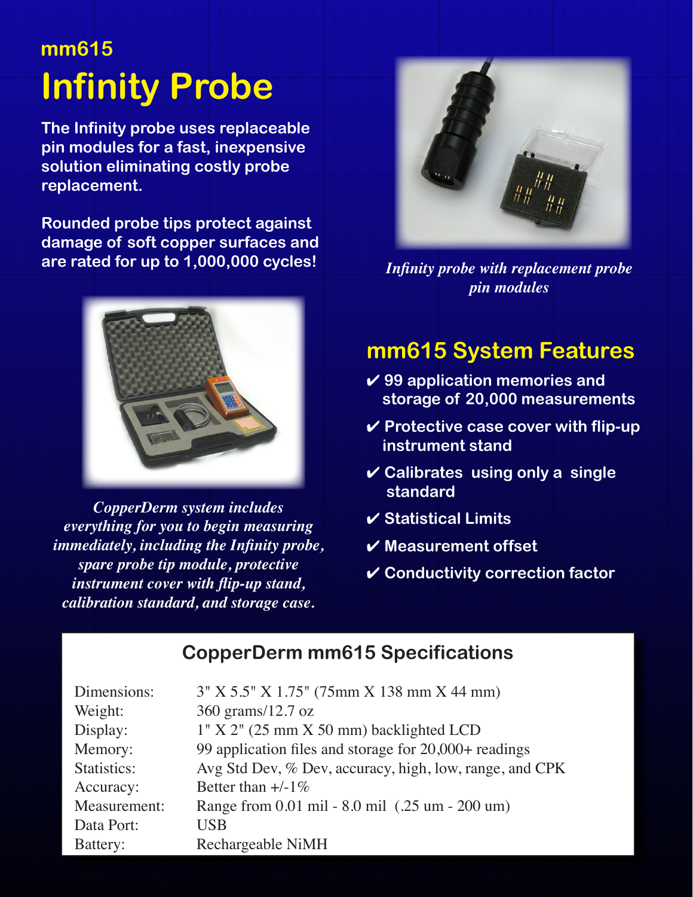## mm615

# Infinity Probe

**The Infinity probe uses replaceable pin modules for a fast, inexpensive solution eliminating costly probe replacement.**

**Rounded probe tips protect against damage of soft copper surfaces and are rated for up to 1,000,000 cycles!**

*Infinity probe with replacement probe pin modules*

*CopperDerm system includes everything for you to begin measuring immediately, including the Infinity probe, spare probe tip module, protective instrument cover with flip-up stand, calibration standard, and storage case.*

## mm615 System Features

- ✔ 99 application memories and storage of 20,000 measurements
- ✔ Protective case cover with flip-up instrument stand
- ✔ Calibrates using only a single standard
- ✔ Statistical Limits
- ✔ Measurement offset
- ✔ Conductivity correction factor

## CopperDerm mm615 Specifications

| | |
|---|---|
| Dimensions: | 3" X 5.5" X 1.75" (75mm X 138 mm X 44 mm) |
| Weight: | 360 grams/12.7 oz |
| Display: | 1" X 2" (25 mm X 50 mm) backlighted LCD |
| Memory: | 99 application files and storage for 20,000+ readings |
| Statistics: | Avg Std Dev, % Dev, accuracy, high, low, range, and CPK |
| Accuracy: | Better than +/-1% |
| Measurement: | Range from 0.01 mil - 8.0 mil (.25 um - 200 um) |
| Data Port: | USB |
| Battery: | Rechargeable NiMH |